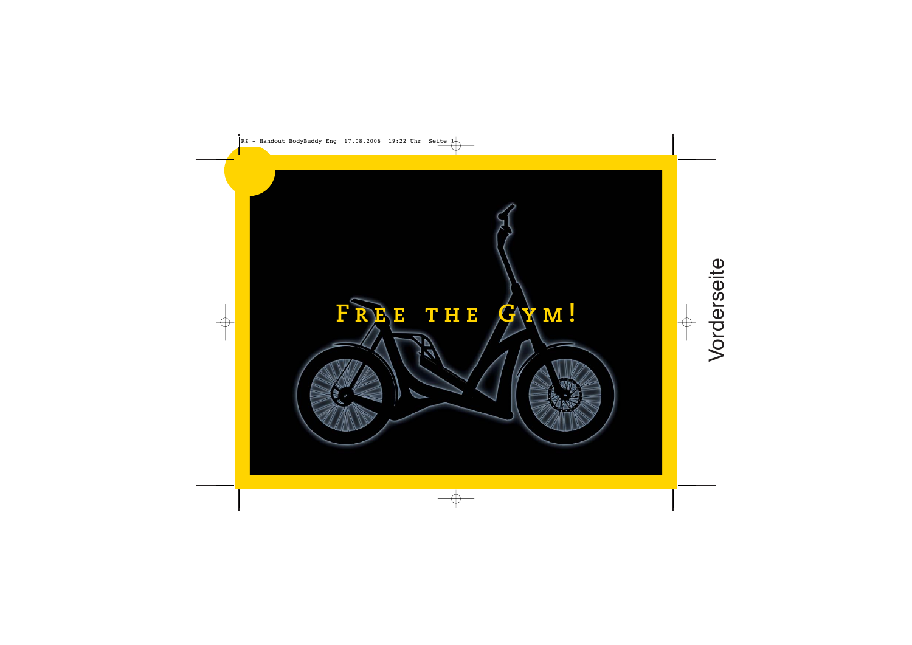# Free the Gym!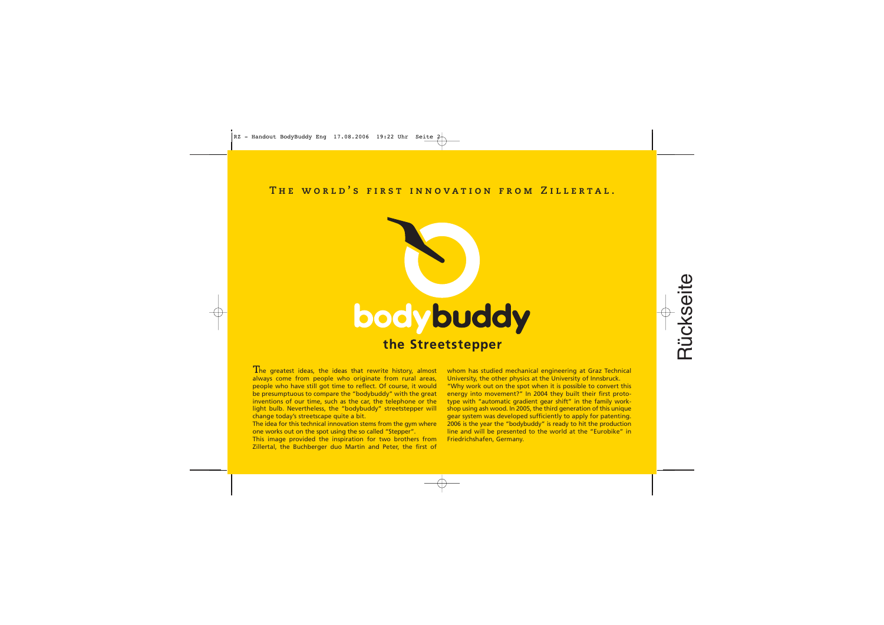THE WORLD'S FIRST INNOVATION FROM ZILLERTAL.

# bodybuddy

## the Streetstepper

The greatest ideas, the ideas that rewrite history, almost always come from people who originate from rural areas, people who have still got time to reflect. Of course, it would be presumptuous to compare the "bodybuddy" with the great inventions of our time, such as the car, the telephone or the light bulb. Nevertheless, the "bodybuddy" streetstepper will change today's streetscape quite a bit.

The idea for this technical innovation stems from the gym where one works out on the spot using the so called "Stepper".

This image provided the inspiration for two brothers from Zillertal, the Buchberger duo Martin and Peter, the first of whom has studied mechanical engineering at Graz Technical University, the other physics at the University of Innsbruck.

"Why work out on the spot when it is possible to convert this energy into movement?" In 2004 they built their first prototype with "automatic gradient gear shift" in the family workshop using ash wood. In 2005, the third generation of this unique gear system was developed sufficiently to apply for patenting. 2006 is the year the "bodybuddy" is ready to hit the production line and will be presented to the world at the "Eurobike" in Friedrichshafen, Germany.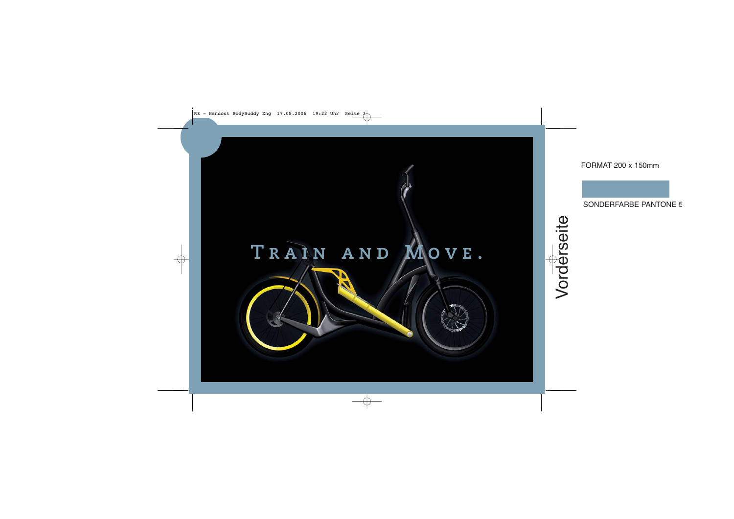TRAIN AND MOVE.

FORMAT 200 x 150mm

SONDERFARBE PANTONE 5

Vorderseite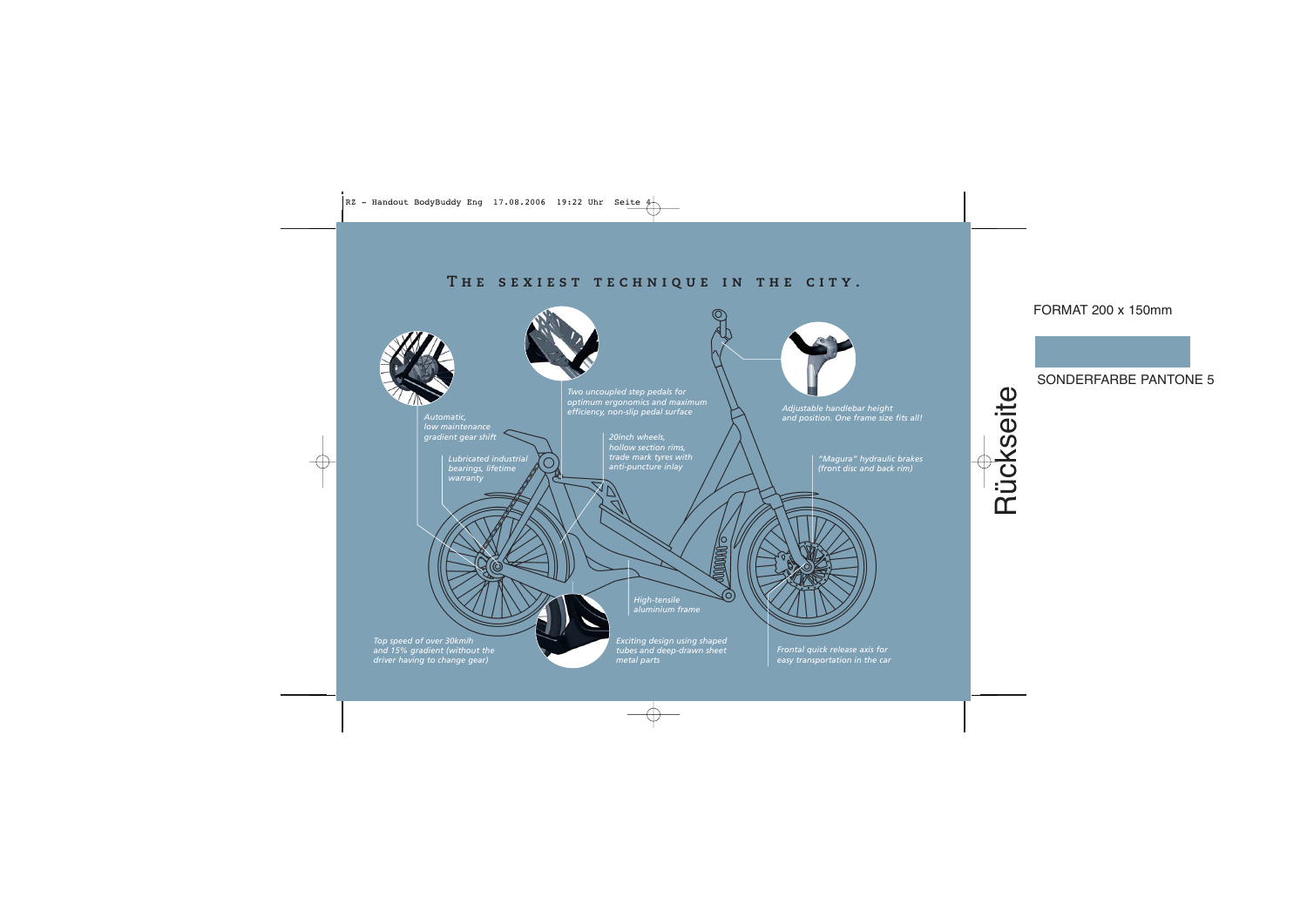## The sexiest technique in the city.

*Automatic, low maintenance gradient gear shift*

*Two uncoupled step pedals for optimum ergonomics and maximum efficiency, non-slip pedal surface*

*Adjustable handlebar height and position. One frame size fits all!*

*Lubricated industrial bearings, lifetime warranty*

*20inch wheels, hollow section rims, trade mark tyres with anti-puncture inlay*

*"Magura" hydraulic brakes (front disc and back rim)*

*High-tensile aluminium frame*

*Top speed of over 30km/h and 15% gradient (without the driver having to change gear)*

*Exciting design using shaped tubes and deep-drawn sheet metal parts*

*Frontal quick release axis for easy transportation in the car*

FORMAT 200 x 150mm

SONDERFARBE PANTONE 5

Rückseite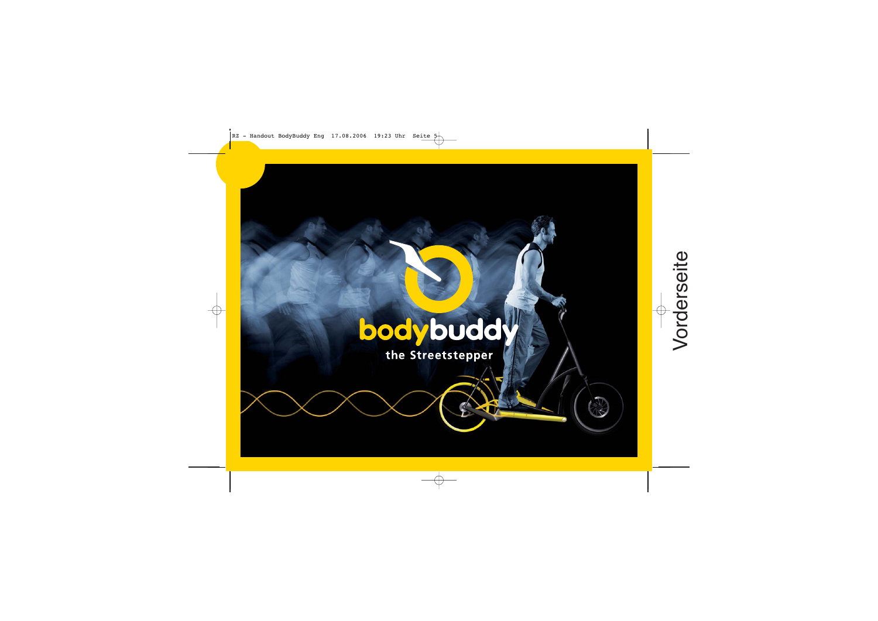bodybuddy

the Streetstepper

Vorderseite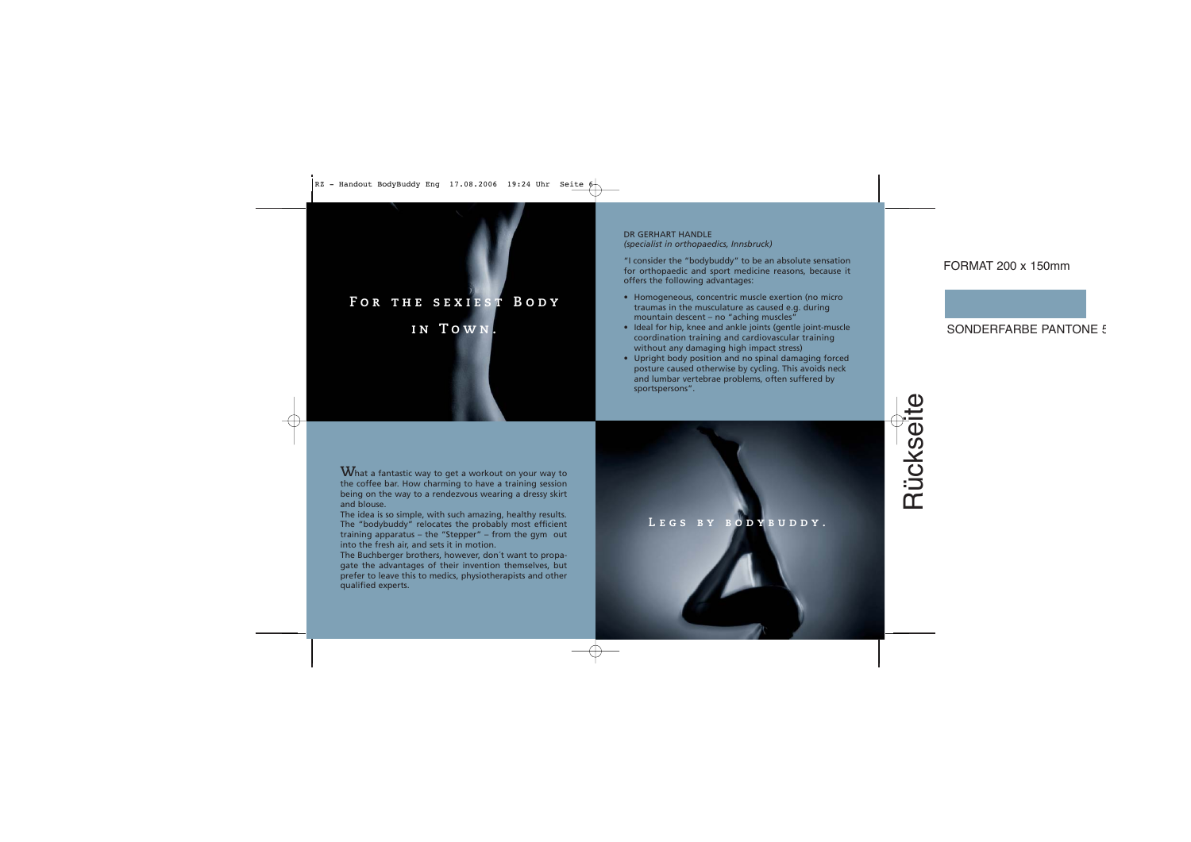For the sexiest Body in Town.

DR GERHART HANDLE
*(specialist in orthopaedics, Innsbruck)*

"I consider the "bodybuddy" to be an absolute sensation for orthopaedic and sport medicine reasons, because it offers the following advantages:

- Homogeneous, concentric muscle exertion (no micro traumas in the musculature as caused e.g. during mountain descent – no "aching muscles"
- Ideal for hip, knee and ankle joints (gentle joint-muscle coordination training and cardiovascular training without any damaging high impact stress)
- Upright body position and no spinal damaging forced posture caused otherwise by cycling. This avoids neck and lumbar vertebrae problems, often suffered by sportspersons".

What a fantastic way to get a workout on your way to the coffee bar. How charming to have a training session being on the way to a rendezvous wearing a dressy skirt and blouse.
The idea is so simple, with such amazing, healthy results. The "bodybuddy" relocates the probably most efficient training apparatus – the "Stepper" – from the gym out into the fresh air, and sets it in motion.
The Buchberger brothers, however, don´t want to propagate the advantages of their invention themselves, but prefer to leave this to medics, physiotherapists and other qualified experts.

Legs by bodybuddy.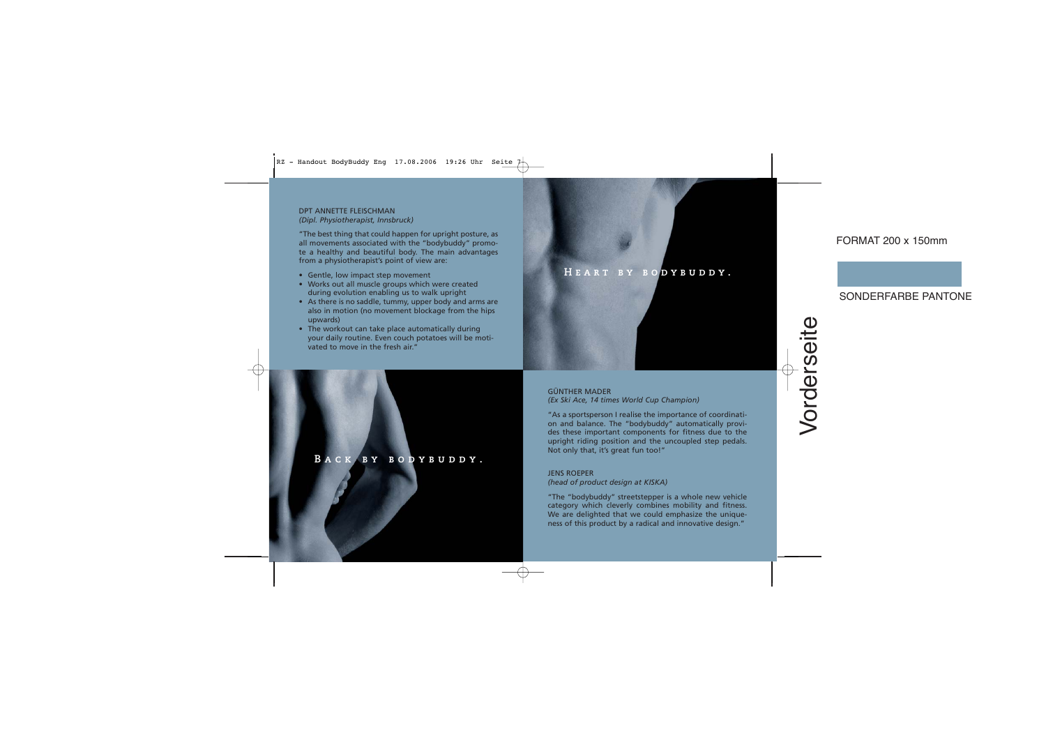DPT ANNETTE FLEISCHMAN
*(Dipl. Physiotherapist, Innsbruck)*

"The best thing that could happen for upright posture, as all movements associated with the "bodybuddy" promote a healthy and beautiful body. The main advantages from a physiotherapist's point of view are:

- Gentle, low impact step movement
- Works out all muscle groups which were created during evolution enabling us to walk upright
- As there is no saddle, tummy, upper body and arms are also in motion (no movement blockage from the hips upwards)
- The workout can take place automatically during your daily routine. Even couch potatoes will be motivated to move in the fresh air."

HEART BY BODYBUDDY.

BACK BY BODYBUDDY.

GÜNTHER MADER
*(Ex Ski Ace, 14 times World Cup Champion)*

"As a sportsperson I realise the importance of coordination and balance. The "bodybuddy" automatically provides these important components for fitness due to the upright riding position and the uncoupled step pedals. Not only that, it's great fun too!"

JENS ROEPER
*(head of product design at KISKA)*

"The "bodybuddy" streetstepper is a whole new vehicle category which cleverly combines mobility and fitness. We are delighted that we could emphasize the uniqueness of this product by a radical and innovative design."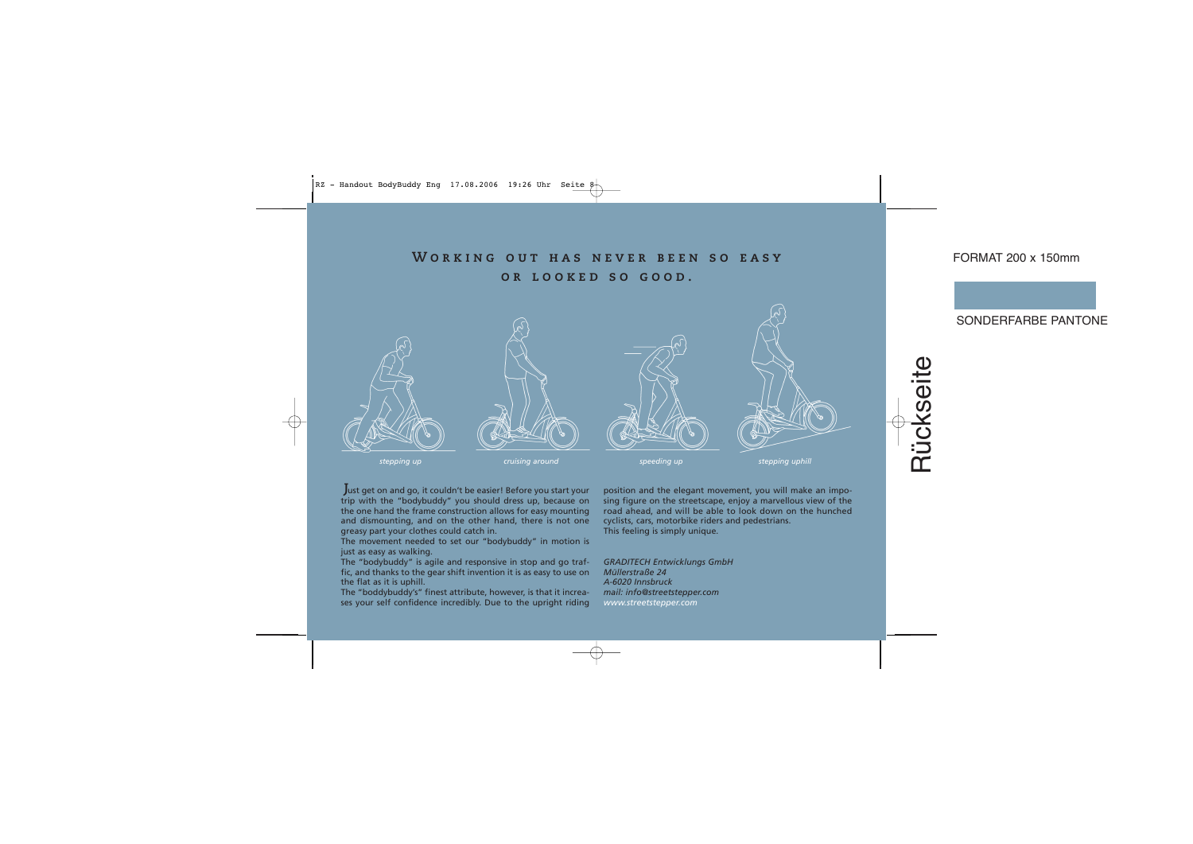# Working out has never been so easy or looked so good.

*stepping up*

*cruising around*

*speeding up*

*stepping uphill*

Just get on and go, it couldn't be easier! Before you start your trip with the "bodybuddy" you should dress up, because on the one hand the frame construction allows for easy mounting and dismounting, and on the other hand, there is not one greasy part your clothes could catch in.
The movement needed to set our "bodybuddy" in motion is just as easy as walking.
The "bodybuddy" is agile and responsive in stop and go traffic, and thanks to the gear shift invention it is as easy to use on the flat as it is uphill.
The "boddybuddy's" finest attribute, however, is that it increases your self confidence incredibly. Due to the upright riding position and the elegant movement, you will make an imposing figure on the streetscape, enjoy a marvellous view of the road ahead, and will be able to look down on the hunched cyclists, cars, motorbike riders and pedestrians.
This feeling is simply unique.

*GRADITECH Entwicklungs GmbH*
*Müllerstraße 24*
*A-6020 Innsbruck*
*mail: info@streetstepper.com*
*www.streetstepper.com*

FORMAT 200 x 150mm

SONDERFARBE PANTONE

Rückseite